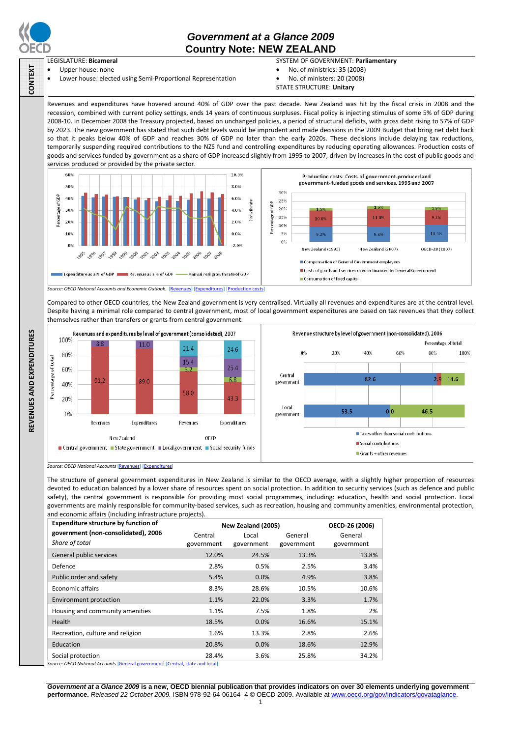# Government at a Glance 2009
## Country Note: NEW ZEALAND

**CONTEXT**

LEGISLATURE: **Bicameral**
- Upper house: none
- Lower house: elected using Semi-Proportional Representation

SYSTEM OF GOVERNMENT: **Parliamentary**
- No. of ministries: 35 (2008)
- No. of ministers: 20 (2008)

STATE STRUCTURE: **Unitary**

**REVENUES AND EXPENDITURES**

Revenues and expenditures have hovered around 40% of GDP over the past decade. New Zealand was hit by the fiscal crisis in 2008 and the recession, combined with current policy settings, ends 14 years of continuous surpluses. Fiscal policy is injecting stimulus of some 5% of GDP during 2008-10. In December 2008 the Treasury projected, based on unchanged policies, a period of structural deficits, with gross debt rising to 57% of GDP by 2023. The new government has stated that such debt levels would be imprudent and made decisions in the 2009 Budget that bring net debt back so that it peaks below 40% of GDP and reaches 30% of GDP no later than the early 2020s. These decisions include delaying tax reductions, temporarily suspending required contributions to the NZS fund and controlling expenditures by reducing operating allowances. Production costs of goods and services funded by government as a share of GDP increased slightly from 1995 to 2007, driven by increases in the cost of public goods and services produced or provided by the private sector.

Production costs: Costs of government-produced and government-funded goods and services, 1995 and 2007

| | New Zealand (1995) | New Zealand (2007) | OECD-28 (2007) |
|---|---|---|---|
| Compensation of General Government employees | 9.2% | 9.3% | 10.4% |
| Costs of goods and services used or financed by General Government | 10.0% | 11.0% | 9.2% |
| Consumption of fixed capital | 1.5% | 1.6% | 1.9% |

*Source: OECD National Accounts and Economic Outlook.* [Revenues] [Expenditures] [Production costs]

Compared to other OECD countries, the New Zealand government is very centralised. Virtually all revenues and expenditures are at the central level. Despite having a minimal role compared to central government, most of local government expenditures are based on tax revenues that they collect themselves rather than transfers or grants from central government.

Revenues and expenditures by level of government (consolidated), 2007

| | New Zealand Revenues | New Zealand Expenditures | OECD Revenues | OECD Expenditures |
|---|---|---|---|---|
| Central government | 91.2 | 89.0 | 58.0 | 43.3 |
| State government | | | 5.2 | 6.8 |
| Local government | 8.8 | 11.0 | 15.4 | 25.4 |
| Social security funds | | | 21.4 | 24.6 |

Revenue structure by level of government (non-consolidated), 2006 (Percentage of total)

| | Taxes other than social contributions | Social contributions | Grants + other revenues |
|---|---|---|---|
| Central government | 82.6 | 2.9 | 14.6 |
| Local government | 53.5 | 0.0 | 46.5 |

*Source: OECD National Accounts* [Revenues] [Expenditures]

The structure of general government expenditures in New Zealand is similar to the OECD average, with a slightly higher proportion of resources devoted to education balanced by a lower share of resources spent on social protection. In addition to security services (such as defence and public safety), the central government is responsible for providing most social programmes, including: education, health and social protection. Local governments are mainly responsible for community-based services, such as recreation, housing and community amenities, environmental protection, and economic affairs (including infrastructure projects).

| **Expenditure structure by function of government (non-consolidated), 2006** *Share of total* | **New Zealand (2005)** Central government | Local government | General government | **OECD-26 (2006)** General government |
|---|---|---|---|---|
| General public services | 12.0% | 24.5% | 13.3% | 13.8% |
| Defence | 2.8% | 0.5% | 2.5% | 3.4% |
| Public order and safety | 5.4% | 0.0% | 4.9% | 3.8% |
| Economic affairs | 8.3% | 28.6% | 10.5% | 10.6% |
| Environment protection | 1.1% | 22.0% | 3.3% | 1.7% |
| Housing and community amenities | 1.1% | 7.5% | 1.8% | 2% |
| Health | 18.5% | 0.0% | 16.6% | 15.1% |
| Recreation, culture and religion | 1.6% | 13.3% | 2.8% | 2.6% |
| Education | 20.8% | 0.0% | 18.6% | 12.9% |
| Social protection | 28.4% | 3.6% | 25.8% | 34.2% |

*Source: OECD National Accounts* [General government] [Central, state and local]

***Government at a Glance 2009*** **is a new, OECD biennial publication that provides indicators on over 30 elements underlying government performance.** *Released 22 October 2009.* ISBN 978-92-64-06164- 4 © OECD 2009. Available at www.oecd.org/gov/indicators/govataglance.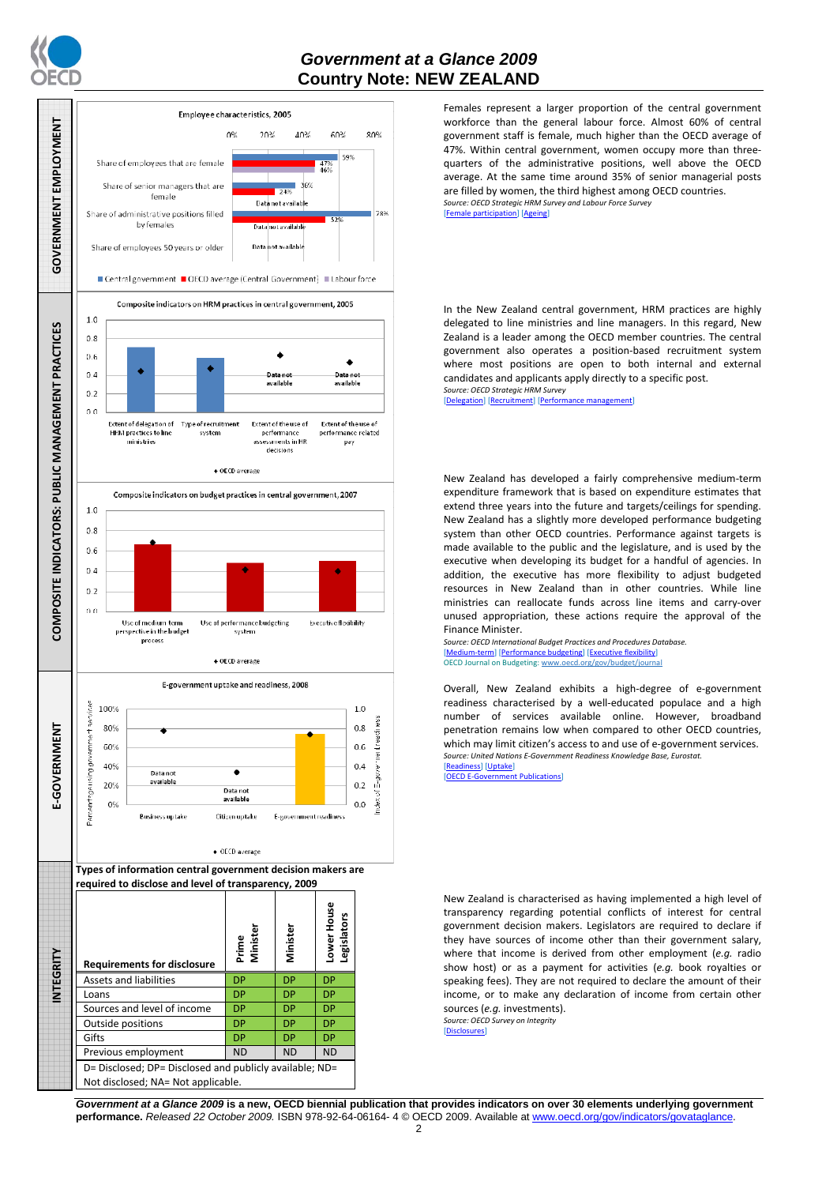# GOVERNMENT EMPLOYMENT

**Employee characteristics, 2005**

| | Central government | OECD average (Central Government) | Labour force |
|---|---|---|---|
| Share of employees that are female | 59% | 47% | 46% |
| Share of senior managers that are female | 30% | 24% | Data not available |
| Share of administrative positions filled by females | 78% | 52% | Data not available |
| Share of employees 50 years or older | Data not available | | |

Females represent a larger proportion of the central government workforce than the general labour force. Almost 60% of central government staff is female, much higher than the OECD average of 47%. Within central government, women occupy more than three-quarters of the administrative positions, well above the OECD average. At the same time around 35% of senior managerial posts are filled by women, the third highest among OECD countries.

*Source: OECD Strategic HRM Survey and Labour Force Survey*
[Female participation] [Ageing]

# COMPOSITE INDICATORS: PUBLIC MANAGEMENT PRACTICES

**Composite indicators on HRM practices in central government, 2005**

Extent of delegation of HRM practices to line ministries; Type of recruitment system; Extent of the use of performance assessments in HR decisions (Data not available); Extent of the use of performance related pay (Data not available)

◆ OECD average

In the New Zealand central government, HRM practices are highly delegated to line ministries and line managers. In this regard, New Zealand is a leader among the OECD member countries. The central government also operates a position-based recruitment system where most positions are open to both internal and external candidates and applicants apply directly to a specific post.

*Source: OECD Strategic HRM Survey*
[Delegation] [Recruitment] [Performance management]

**Composite indicators on budget practices in central government, 2007**

Use of medium term perspective in the budget process; Use of performance budgeting system; Executive flexibility

◆ OECD average

New Zealand has developed a fairly comprehensive medium-term expenditure framework that is based on expenditure estimates that extend three years into the future and targets/ceilings for spending. New Zealand has a slightly more developed performance budgeting system than other OECD countries. Performance against targets is made available to the public and the legislature, and is used by the executive when developing its budget for a handful of agencies. In addition, the executive has more flexibility to adjust budgeted resources in New Zealand than in other countries. While line ministries can reallocate funds across line items and carry-over unused appropriation, these actions require the approval of the Finance Minister.

*Source: OECD International Budget Practices and Procedures Database.*
[Medium-term] [Performance budgeting] [Executive flexibility]
OECD Journal on Budgeting: www.oecd.org/gov/budget/journal

# E-GOVERNMENT

**E-government uptake and readiness, 2008**

Business uptake (Data not available); Citizen uptake (Data not available); E-government readiness

◆ OECD average

Overall, New Zealand exhibits a high-degree of e-government readiness characterised by a well-educated populace and a high number of services available online. However, broadband penetration remains low when compared to other OECD countries, which may limit citizen's access to and use of e-government services.

*Source: United Nations E-Government Readiness Knowledge Base, Eurostat.*
[Readiness] [Uptake]
[OECD E-Government Publications]

# INTEGRITY

**Types of information central government decision makers are required to disclose and level of transparency, 2009**

| Requirements for disclosure | Prime Minister | Minister | Lower House Legislators |
|---|---|---|---|
| Assets and liabilities | DP | DP | DP |
| Loans | DP | DP | DP |
| Sources and level of income | DP | DP | DP |
| Outside positions | DP | DP | DP |
| Gifts | DP | DP | DP |
| Previous employment | ND | ND | ND |

D= Disclosed; DP= Disclosed and publicly available; ND= Not disclosed; NA= Not applicable.

New Zealand is characterised as having implemented a high level of transparency regarding potential conflicts of interest for central government decision makers. Legislators are required to declare if they have sources of income other than their government salary, where that income is derived from other employment (*e.g.* radio show host) or as a payment for activities (*e.g.* book royalties or speaking fees). They are not required to declare the amount of their income, or to make any declaration of income from certain other sources (*e.g.* investments).

*Source: OECD Survey on Integrity*
[Disclosures]

***Government at a Glance 2009*** **is a new, OECD biennial publication that provides indicators on over 30 elements underlying government performance.** *Released 22 October 2009.* ISBN 978-92-64-06164- 4 © OECD 2009. Available at www.oecd.org/gov/indicators/govataglance.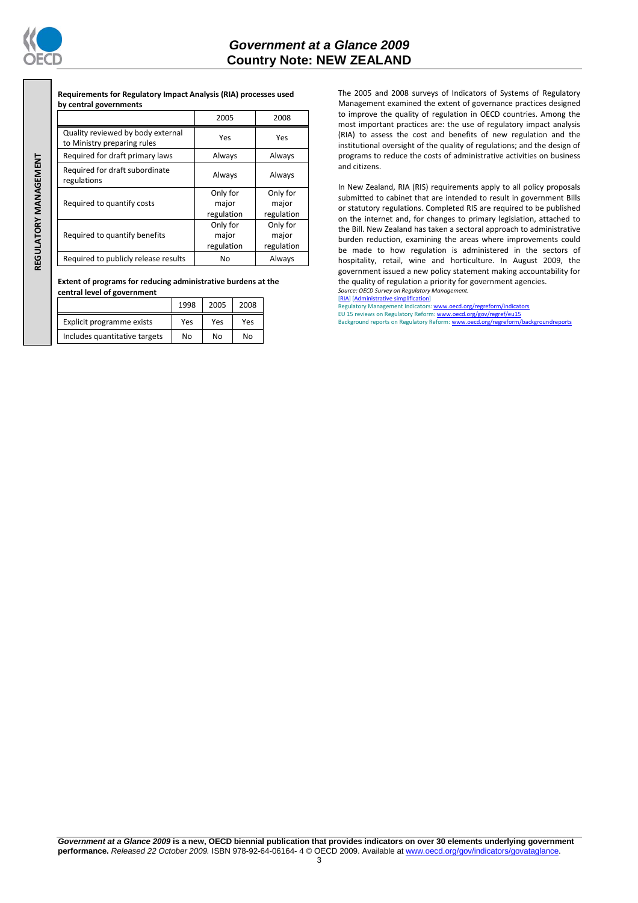REGULATORY MANAGEMENT

**Requirements for Regulatory Impact Analysis (RIA) processes used by central governments**

| | 2005 | 2008 |
|---|---|---|
| Quality reviewed by body external to Ministry preparing rules | Yes | Yes |
| Required for draft primary laws | Always | Always |
| Required for draft subordinate regulations | Always | Always |
| Required to quantify costs | Only for major regulation | Only for major regulation |
| Required to quantify benefits | Only for major regulation | Only for major regulation |
| Required to publicly release results | No | Always |

**Extent of programs for reducing administrative burdens at the central level of government**

| | 1998 | 2005 | 2008 |
|---|---|---|---|
| Explicit programme exists | Yes | Yes | Yes |
| Includes quantitative targets | No | No | No |

The 2005 and 2008 surveys of Indicators of Systems of Regulatory Management examined the extent of governance practices designed to improve the quality of regulation in OECD countries. Among the most important practices are: the use of regulatory impact analysis (RIA) to assess the cost and benefits of new regulation and the institutional oversight of the quality of regulations; and the design of programs to reduce the costs of administrative activities on business and citizens.

In New Zealand, RIA (RIS) requirements apply to all policy proposals submitted to cabinet that are intended to result in government Bills or statutory regulations. Completed RIS are required to be published on the internet and, for changes to primary legislation, attached to the Bill. New Zealand has taken a sectoral approach to administrative burden reduction, examining the areas where improvements could be made to how regulation is administered in the sectors of hospitality, retail, wine and horticulture. In August 2009, the government issued a new policy statement making accountability for the quality of regulation a priority for government agencies.

*Source: OECD Survey on Regulatory Management.*

[RIA] [Administrative simplification]

Regulatory Management Indicators: www.oecd.org/regreform/indicators

EU 15 reviews on Regulatory Reform: www.oecd.org/gov/regref/eu15

Background reports on Regulatory Reform: www.oecd.org/regreform/backgroundreports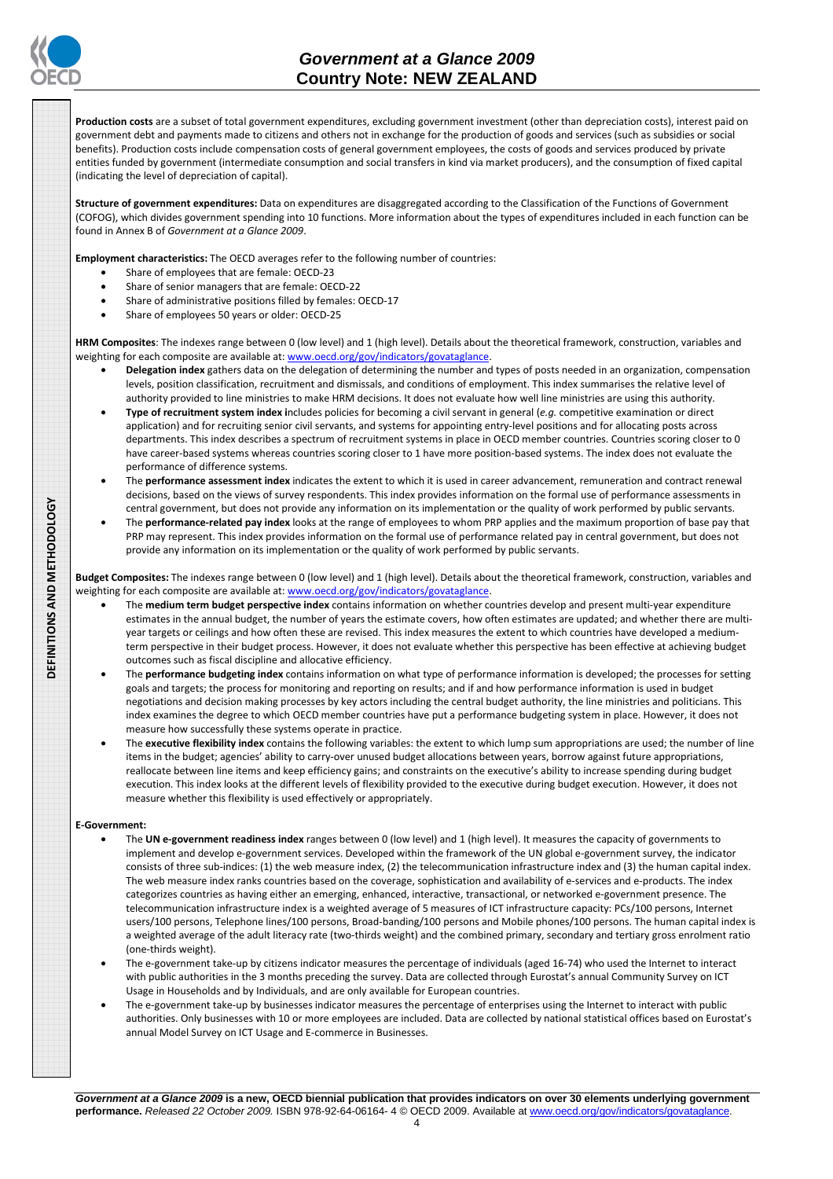**Production costs** are a subset of total government expenditures, excluding government investment (other than depreciation costs), interest paid on government debt and payments made to citizens and others not in exchange for the production of goods and services (such as subsidies or social benefits). Production costs include compensation costs of general government employees, the costs of goods and services produced by private entities funded by government (intermediate consumption and social transfers in kind via market producers), and the consumption of fixed capital (indicating the level of depreciation of capital).

**Structure of government expenditures:** Data on expenditures are disaggregated according to the Classification of the Functions of Government (COFOG), which divides government spending into 10 functions. More information about the types of expenditures included in each function can be found in Annex B of *Government at a Glance 2009*.

**Employment characteristics:** The OECD averages refer to the following number of countries:

- Share of employees that are female: OECD-23
- Share of senior managers that are female: OECD-22
- Share of administrative positions filled by females: OECD-17
- Share of employees 50 years or older: OECD-25

**HRM Composites**: The indexes range between 0 (low level) and 1 (high level). Details about the theoretical framework, construction, variables and weighting for each composite are available at: www.oecd.org/gov/indicators/govataglance.

- **Delegation index** gathers data on the delegation of determining the number and types of posts needed in an organization, compensation levels, position classification, recruitment and dismissals, and conditions of employment. This index summarises the relative level of authority provided to line ministries to make HRM decisions. It does not evaluate how well line ministries are using this authority.
- **Type of recruitment system index i**ncludes policies for becoming a civil servant in general (*e.g.* competitive examination or direct application) and for recruiting senior civil servants, and systems for appointing entry-level positions and for allocating posts across departments. This index describes a spectrum of recruitment systems in place in OECD member countries. Countries scoring closer to 0 have career-based systems whereas countries scoring closer to 1 have more position-based systems. The index does not evaluate the performance of difference systems.
- The **performance assessment index** indicates the extent to which it is used in career advancement, remuneration and contract renewal decisions, based on the views of survey respondents. This index provides information on the formal use of performance assessments in central government, but does not provide any information on its implementation or the quality of work performed by public servants.
- The **performance-related pay index** looks at the range of employees to whom PRP applies and the maximum proportion of base pay that PRP may represent. This index provides information on the formal use of performance related pay in central government, but does not provide any information on its implementation or the quality of work performed by public servants.

**Budget Composites:** The indexes range between 0 (low level) and 1 (high level). Details about the theoretical framework, construction, variables and weighting for each composite are available at: www.oecd.org/gov/indicators/govataglance.

- The **medium term budget perspective index** contains information on whether countries develop and present multi-year expenditure estimates in the annual budget, the number of years the estimate covers, how often estimates are updated; and whether there are multi-year targets or ceilings and how often these are revised. This index measures the extent to which countries have developed a medium-term perspective in their budget process. However, it does not evaluate whether this perspective has been effective at achieving budget outcomes such as fiscal discipline and allocative efficiency.
- The **performance budgeting index** contains information on what type of performance information is developed; the processes for setting goals and targets; the process for monitoring and reporting on results; and if and how performance information is used in budget negotiations and decision making processes by key actors including the central budget authority, the line ministries and politicians. This index examines the degree to which OECD member countries have put a performance budgeting system in place. However, it does not measure how successfully these systems operate in practice.
- The **executive flexibility index** contains the following variables: the extent to which lump sum appropriations are used; the number of line items in the budget; agencies' ability to carry-over unused budget allocations between years, borrow against future appropriations, reallocate between line items and keep efficiency gains; and constraints on the executive's ability to increase spending during budget execution. This index looks at the different levels of flexibility provided to the executive during budget execution. However, it does not measure whether this flexibility is used effectively or appropriately.

**E-Government:**

- The **UN e-government readiness index** ranges between 0 (low level) and 1 (high level). It measures the capacity of governments to implement and develop e-government services. Developed within the framework of the UN global e-government survey, the indicator consists of three sub-indices: (1) the web measure index, (2) the telecommunication infrastructure index and (3) the human capital index. The web measure index ranks countries based on the coverage, sophistication and availability of e-services and e-products. The index categorizes countries as having either an emerging, enhanced, interactive, transactional, or networked e-government presence. The telecommunication infrastructure index is a weighted average of 5 measures of ICT infrastructure capacity: PCs/100 persons, Internet users/100 persons, Telephone lines/100 persons, Broad-banding/100 persons and Mobile phones/100 persons. The human capital index is a weighted average of the adult literacy rate (two-thirds weight) and the combined primary, secondary and tertiary gross enrolment ratio (one-thirds weight).
- The e-government take-up by citizens indicator measures the percentage of individuals (aged 16-74) who used the Internet to interact with public authorities in the 3 months preceding the survey. Data are collected through Eurostat's annual Community Survey on ICT Usage in Households and by Individuals, and are only available for European countries.
- The e-government take-up by businesses indicator measures the percentage of enterprises using the Internet to interact with public authorities. Only businesses with 10 or more employees are included. Data are collected by national statistical offices based on Eurostat's annual Model Survey on ICT Usage and E-commerce in Businesses.